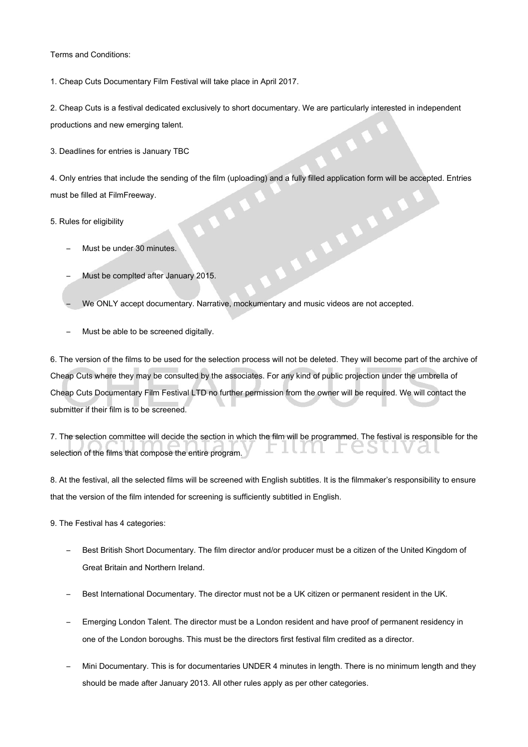Terms and Conditions:

1. Cheap Cuts Documentary Film Festival will take place in April 2017.

2. Cheap Cuts is a festival dedicated exclusively to short documentary. We are particularly interested in independent productions and new emerging talent.

3. Deadlines for entries is January TBC

4. Only entries that include the sending of the film (uploading) and a fully filled application form will be accepted. Entries must be filled at FilmFreeway.

5. Rules for eligibility

   - Must be under 30 minutes.
   - Must be complted after January 2015.
   - We ONLY accept documentary. Narrative, mockumentary and music videos are not accepted.
   - Must be able to be screened digitally.

6. The version of the films to be used for the selection process will not be deleted. They will become part of the archive of Cheap Cuts where they may be consulted by the associates. For any kind of public projection under the umbrella of Cheap Cuts Documentary Film Festival LTD no further permission from the owner will be required. We will contact the submitter if their film is to be screened.

7. The selection committee will decide the section in which the film will be programmed. The festival is responsible for the selection of the films that compose the entire program.

8. At the festival, all the selected films will be screened with English subtitles. It is the filmmaker's responsibility to ensure that the version of the film intended for screening is sufficiently subtitled in English.

9. The Festival has 4 categories:

   - Best British Short Documentary. The film director and/or producer must be a citizen of the United Kingdom of Great Britain and Northern Ireland.
   - Best International Documentary. The director must not be a UK citizen or permanent resident in the UK.
   - Emerging London Talent. The director must be a London resident and have proof of permanent residency in one of the London boroughs. This must be the directors first festival film credited as a director.
   - Mini Documentary. This is for documentaries UNDER 4 minutes in length. There is no minimum length and they should be made after January 2013. All other rules apply as per other categories.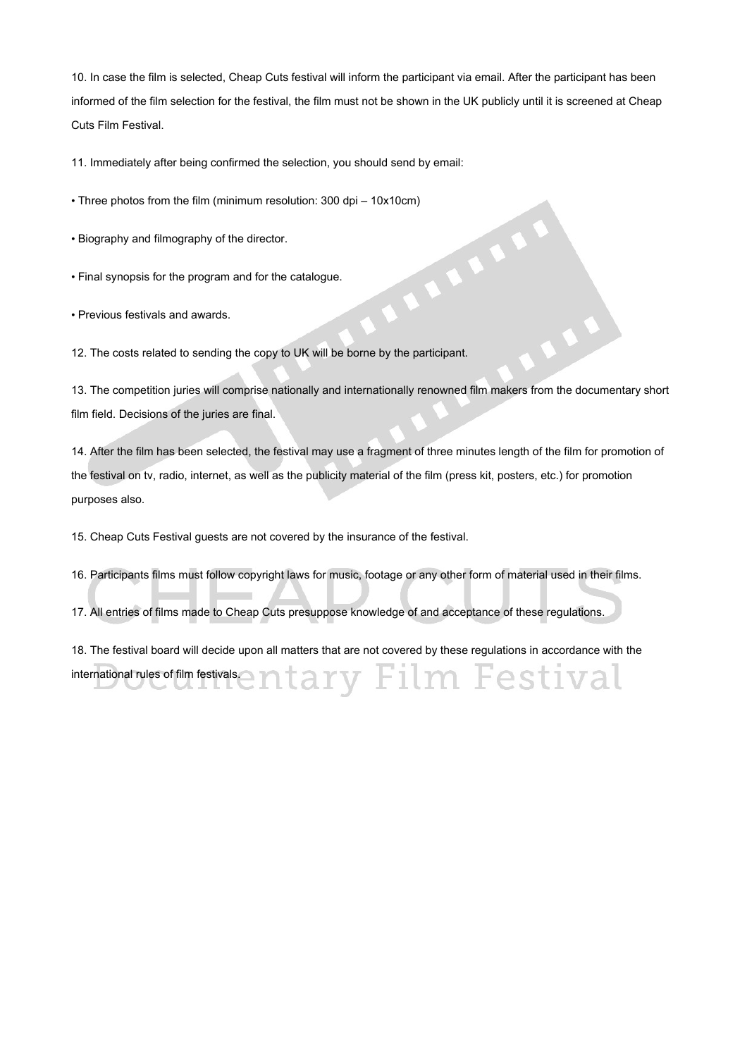10. In case the film is selected, Cheap Cuts festival will inform the participant via email. After the participant has been informed of the film selection for the festival, the film must not be shown in the UK publicly until it is screened at Cheap Cuts Film Festival.

11. Immediately after being confirmed the selection, you should send by email:

- Three photos from the film (minimum resolution: 300 dpi – 10x10cm)
- Biography and filmography of the director.
- Final synopsis for the program and for the catalogue.
- Previous festivals and awards.

12. The costs related to sending the copy to UK will be borne by the participant.

13. The competition juries will comprise nationally and internationally renowned film makers from the documentary short film field. Decisions of the juries are final.

14. After the film has been selected, the festival may use a fragment of three minutes length of the film for promotion of the festival on tv, radio, internet, as well as the publicity material of the film (press kit, posters, etc.) for promotion purposes also.

15. Cheap Cuts Festival guests are not covered by the insurance of the festival.

16. Participants films must follow copyright laws for music, footage or any other form of material used in their films.

17. All entries of films made to Cheap Cuts presuppose knowledge of and acceptance of these regulations.

18. The festival board will decide upon all matters that are not covered by these regulations in accordance with the international rules of film festivals.